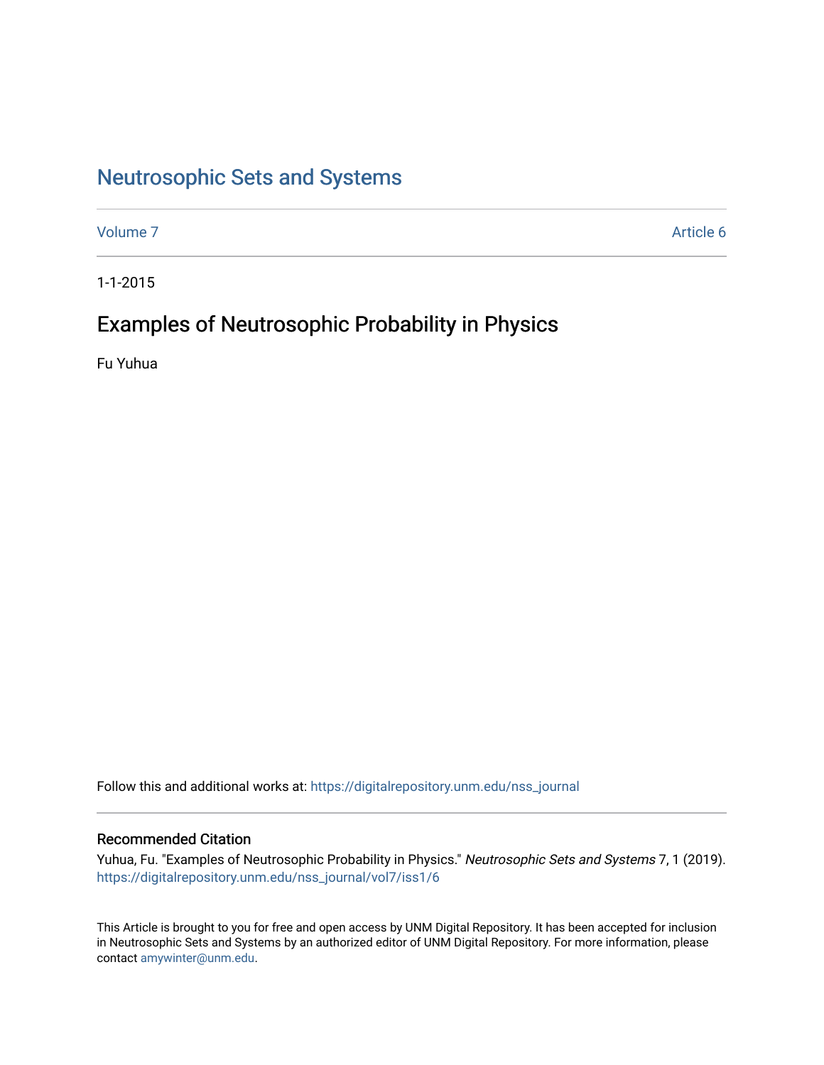# Neutrosophic Sets and Systems

Volume 7 | Article 6

1-1-2015

## Examples of Neutrosophic Probability in Physics

Fu Yuhua

Follow this and additional works at: https://digitalrepository.unm.edu/nss_journal

### Recommended Citation

Yuhua, Fu. "Examples of Neutrosophic Probability in Physics." *Neutrosophic Sets and Systems* 7, 1 (2019). https://digitalrepository.unm.edu/nss_journal/vol7/iss1/6

This Article is brought to you for free and open access by UNM Digital Repository. It has been accepted for inclusion in Neutrosophic Sets and Systems by an authorized editor of UNM Digital Repository. For more information, please contact amywinter@unm.edu.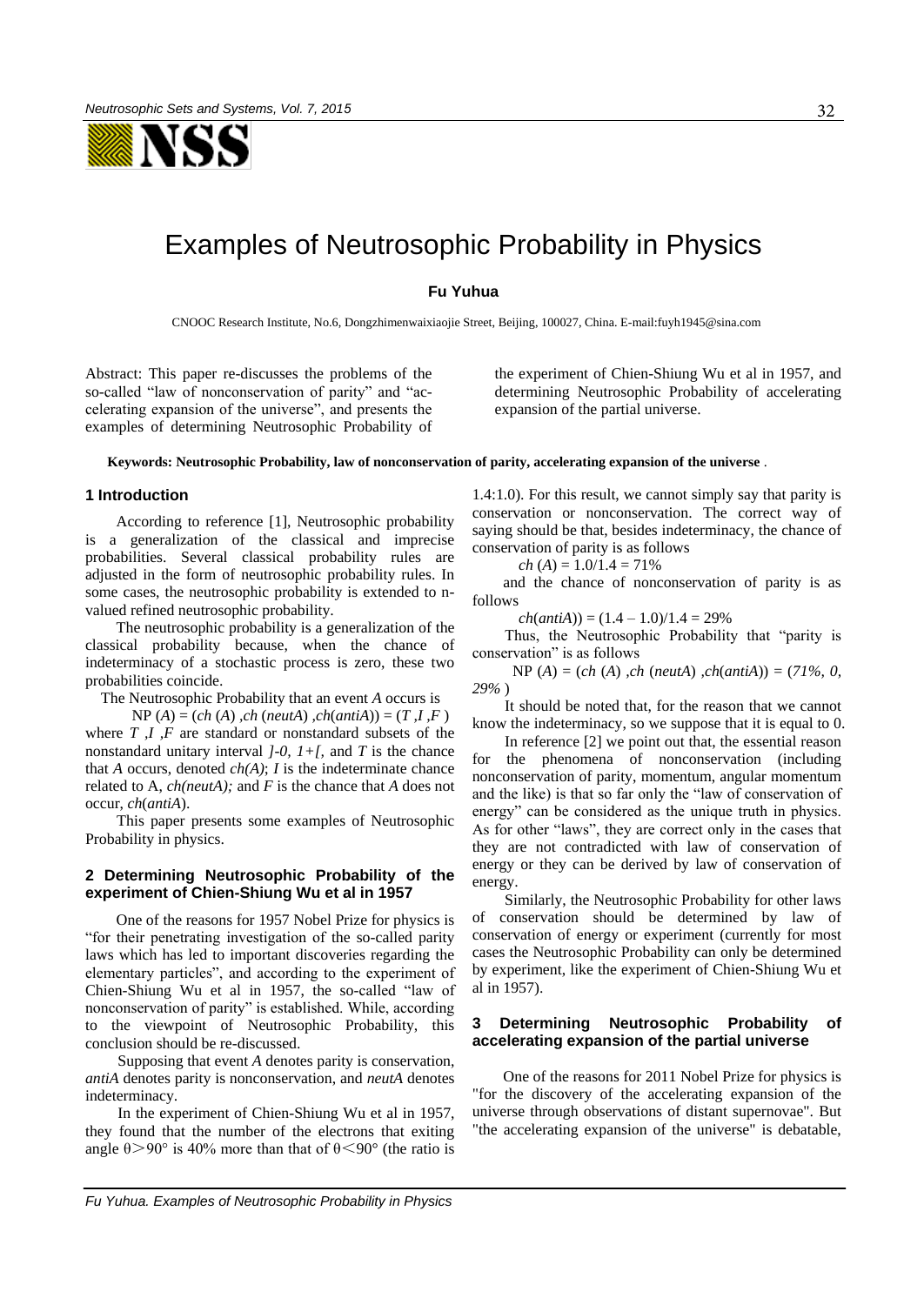# Examples of Neutrosophic Probability in Physics

**Fu Yuhua**

CNOOC Research Institute, No.6, Dongzhimenwaixiaojie Street, Beijing, 100027, China. E-mail:fuyh1945@sina.com

Abstract: This paper re-discusses the problems of the so-called "law of nonconservation of parity" and "accelerating expansion of the universe", and presents the examples of determining Neutrosophic Probability of the experiment of Chien-Shiung Wu et al in 1957, and determining Neutrosophic Probability of accelerating expansion of the partial universe.

**Keywords: Neutrosophic Probability, law of nonconservation of parity, accelerating expansion of the universe**.

## 1 Introduction

According to reference [1], Neutrosophic probability is a generalization of the classical and imprecise probabilities. Several classical probability rules are adjusted in the form of neutrosophic probability rules. In some cases, the neutrosophic probability is extended to n-valued refined neutrosophic probability.

The neutrosophic probability is a generalization of the classical probability because, when the chance of indeterminacy of a stochastic process is zero, these two probabilities coincide.

The Neutrosophic Probability that an event $A$ occurs is

$$NP(A) = (ch(A), ch(neutA), ch(antiA)) = (T, I, F)$$

where $T, I, F$ are standard or nonstandard subsets of the nonstandard unitary interval $]^{-}0, 1^{+}[$, and $T$ is the chance that $A$ occurs, denoted $ch(A)$; $I$ is the indeterminate chance related to A, $ch(neutA)$; and $F$ is the chance that $A$ does not occur, $ch(antiA)$.

This paper presents some examples of Neutrosophic Probability in physics.

## 2 Determining Neutrosophic Probability of the experiment of Chien-Shiung Wu et al in 1957

One of the reasons for 1957 Nobel Prize for physics is "for their penetrating investigation of the so-called parity laws which has led to important discoveries regarding the elementary particles", and according to the experiment of Chien-Shiung Wu et al in 1957, the so-called "law of nonconservation of parity" is established. While, according to the viewpoint of Neutrosophic Probability, this conclusion should be re-discussed.

Supposing that event $A$ denotes parity is conservation, *antiA* denotes parity is nonconservation, and *neutA* denotes indeterminacy.

In the experiment of Chien-Shiung Wu et al in 1957, they found that the number of the electrons that exiting angle $\theta > 90°$ is 40% more than that of $\theta < 90°$ (the ratio is 1.4:1.0). For this result, we cannot simply say that parity is conservation or nonconservation. The correct way of saying should be that, besides indeterminacy, the chance of conservation of parity is as follows

$$ch(A) = 1.0/1.4 = 71\%$$

and the chance of nonconservation of parity is as follows

$$ch(antiA)) = (1.4 - 1.0)/1.4 = 29\%$$

Thus, the Neutrosophic Probability that "parity is conservation" is as follows

$$NP(A) = (ch(A), ch(neutA), ch(antiA)) = (71\%, 0, 29\%)$$

It should be noted that, for the reason that we cannot know the indeterminacy, so we suppose that it is equal to 0.

In reference [2] we point out that, the essential reason for the phenomena of nonconservation (including nonconservation of parity, momentum, angular momentum and the like) is that so far only the "law of conservation of energy" can be considered as the unique truth in physics. As for other "laws", they are correct only in the cases that they are not contradicted with law of conservation of energy or they can be derived by law of conservation of energy.

Similarly, the Neutrosophic Probability for other laws of conservation should be determined by law of conservation of energy or experiment (currently for most cases the Neutrosophic Probability can only be determined by experiment, like the experiment of Chien-Shiung Wu et al in 1957).

## 3 Determining Neutrosophic Probability of accelerating expansion of the partial universe

One of the reasons for 2011 Nobel Prize for physics is "for the discovery of the accelerating expansion of the universe through observations of distant supernovae". But "the accelerating expansion of the universe" is debatable,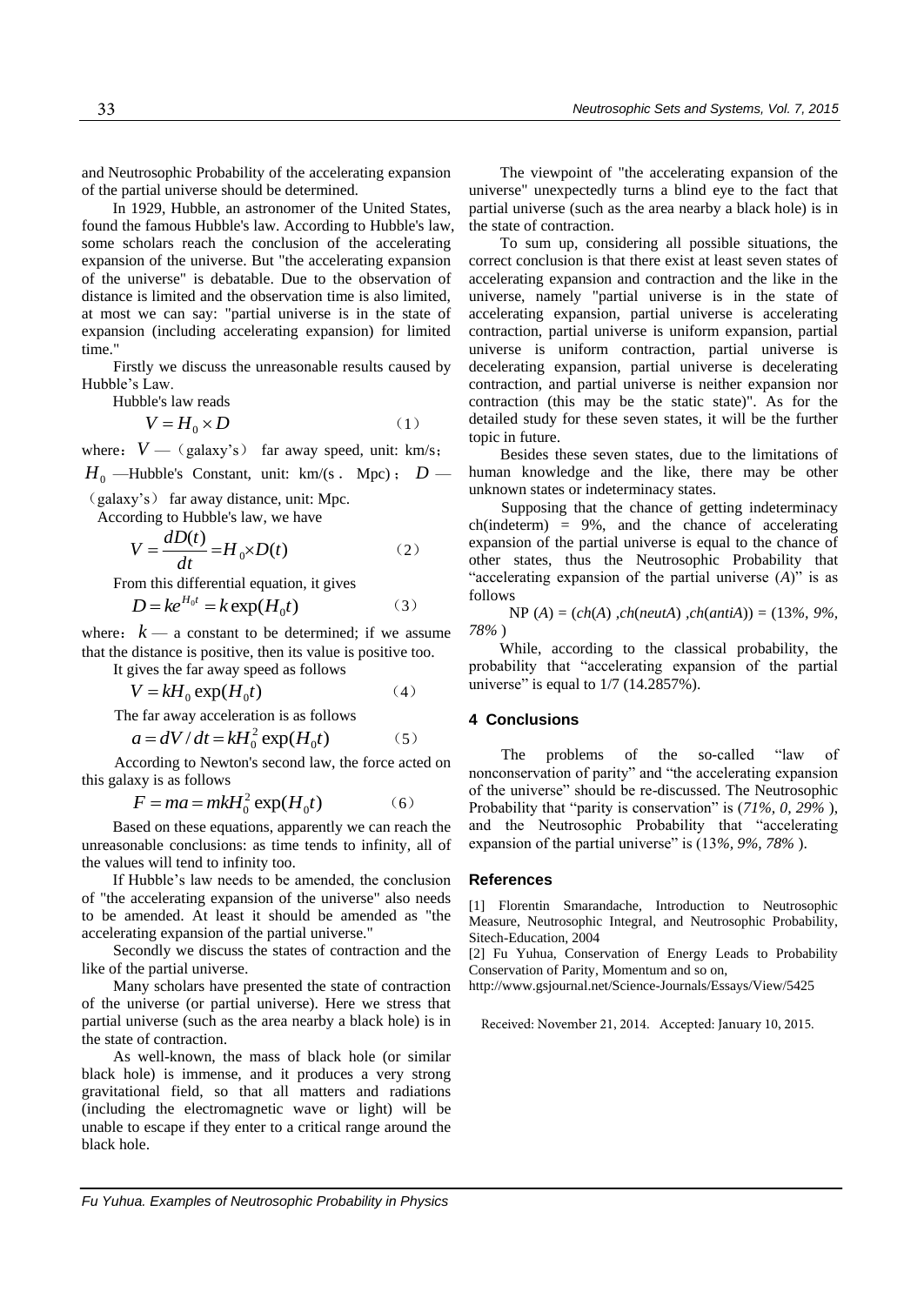and Neutrosophic Probability of the accelerating expansion of the partial universe should be determined.

In 1929, Hubble, an astronomer of the United States, found the famous Hubble's law. According to Hubble's law, some scholars reach the conclusion of the accelerating expansion of the universe. But "the accelerating expansion of the universe" is debatable. Due to the observation of distance is limited and the observation time is also limited, at most we can say: "partial universe is in the state of expansion (including accelerating expansion) for limited time."

Firstly we discuss the unreasonable results caused by Hubble's Law.

Hubble's law reads

$$V = H_0 \times D \qquad (1)$$

where：$V$ —（galaxy's） far away speed, unit: km/s；$H_0$ —Hubble's Constant, unit: km/(s． Mpc)； $D$ —（galaxy's） far away distance, unit: Mpc.

According to Hubble's law, we have

$$V = \frac{dD(t)}{dt} = H_0 \times D(t) \qquad (2)$$

From this differential equation, it gives

$$D = ke^{H_0 t} = k\exp(H_0 t) \qquad (3)$$

where： $k$ — a constant to be determined; if we assume that the distance is positive, then its value is positive too.

It gives the far away speed as follows

$$V = kH_0 \exp(H_0 t) \qquad (4)$$

The far away acceleration is as follows

$$a = dV/dt = kH_0^2 \exp(H_0 t) \qquad (5)$$

According to Newton's second law, the force acted on this galaxy is as follows

$$F = ma = mkH_0^2 \exp(H_0 t) \qquad (6)$$

Based on these equations, apparently we can reach the unreasonable conclusions: as time tends to infinity, all of the values will tend to infinity too.

If Hubble's law needs to be amended, the conclusion of "the accelerating expansion of the universe" also needs to be amended. At least it should be amended as "the accelerating expansion of the partial universe."

Secondly we discuss the states of contraction and the like of the partial universe.

Many scholars have presented the state of contraction of the universe (or partial universe). Here we stress that partial universe (such as the area nearby a black hole) is in the state of contraction.

As well-known, the mass of black hole (or similar black hole) is immense, and it produces a very strong gravitational field, so that all matters and radiations (including the electromagnetic wave or light) will be unable to escape if they enter to a critical range around the black hole.

The viewpoint of "the accelerating expansion of the universe" unexpectedly turns a blind eye to the fact that partial universe (such as the area nearby a black hole) is in the state of contraction.

To sum up, considering all possible situations, the correct conclusion is that there exist at least seven states of accelerating expansion and contraction and the like in the universe, namely "partial universe is in the state of accelerating expansion, partial universe is accelerating contraction, partial universe is uniform expansion, partial universe is uniform contraction, partial universe is decelerating expansion, partial universe is decelerating contraction, and partial universe is neither expansion nor contraction (this may be the static state)". As for the detailed study for these seven states, it will be the further topic in future.

Besides these seven states, due to the limitations of human knowledge and the like, there may be other unknown states or indeterminacy states.

Supposing that the chance of getting indeterminacy ch(indeterm) = 9%, and the chance of accelerating expansion of the partial universe is equal to the chance of other states, thus the Neutrosophic Probability that "accelerating expansion of the partial universe (*A*)" is as follows

NP (*A*) = (*ch*(*A*) ,*ch*(*neutA*) ,*ch*(*antiA*)) = (13*%, 9%, 78%* )

While, according to the classical probability, the probability that "accelerating expansion of the partial universe" is equal to 1/7 (14.2857%).

## 4 Conclusions

The problems of the so-called "law of nonconservation of parity" and "the accelerating expansion of the universe" should be re-discussed. The Neutrosophic Probability that "parity is conservation" is (*71%, 0, 29%* ), and the Neutrosophic Probability that "accelerating expansion of the partial universe" is (13*%, 9%, 78%* ).

## References

[1] Florentin Smarandache, Introduction to Neutrosophic Measure, Neutrosophic Integral, and Neutrosophic Probability, Sitech-Education, 2004

[2] Fu Yuhua, Conservation of Energy Leads to Probability Conservation of Parity, Momentum and so on, http://www.gsjournal.net/Science-Journals/Essays/View/5425

Received: November 21, 2014. Accepted: January 10, 2015.